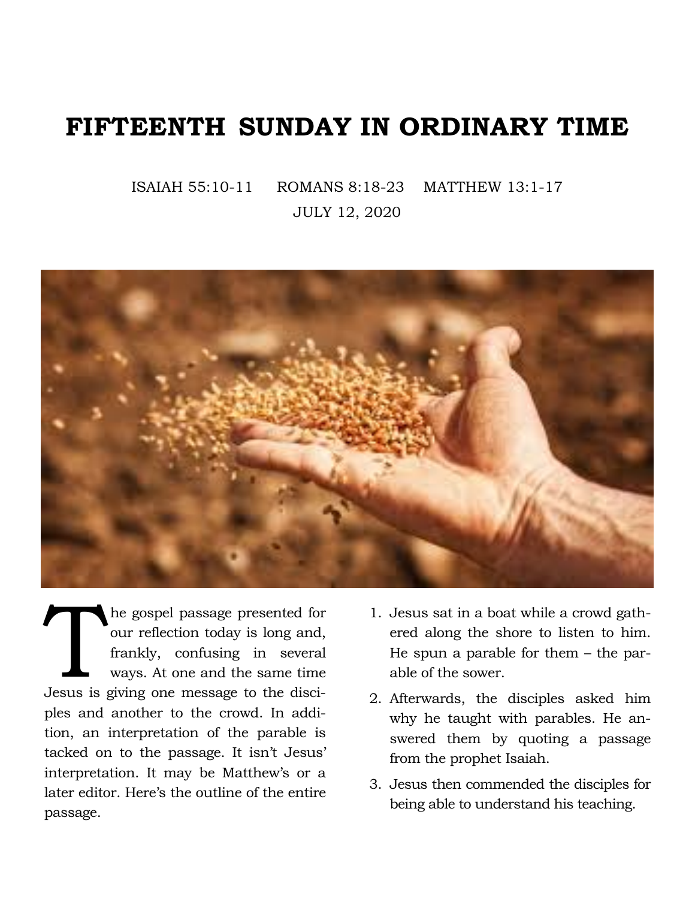# FIFTEENTH SUNDAY IN ORDINARY TIME

ISAIAH 55:10-11 ROMANS 8:18-23 MATTHEW 13:1-17

JULY 12, 2020

The gospel passage presented for our reflection today is long and, frankly, confusing in several ways. At one and the same time Jesus is giving one message to the disciples and another to the crowd. In addition, an interpretation of the parable is tacked on to the passage. It isn't Jesus' interpretation. It may be Matthew's or a later editor. Here's the outline of the entire passage.

1. Jesus sat in a boat while a crowd gathered along the shore to listen to him. He spun a parable for them – the parable of the sower.
2. Afterwards, the disciples asked him why he taught with parables. He answered them by quoting a passage from the prophet Isaiah.
3. Jesus then commended the disciples for being able to understand his teaching.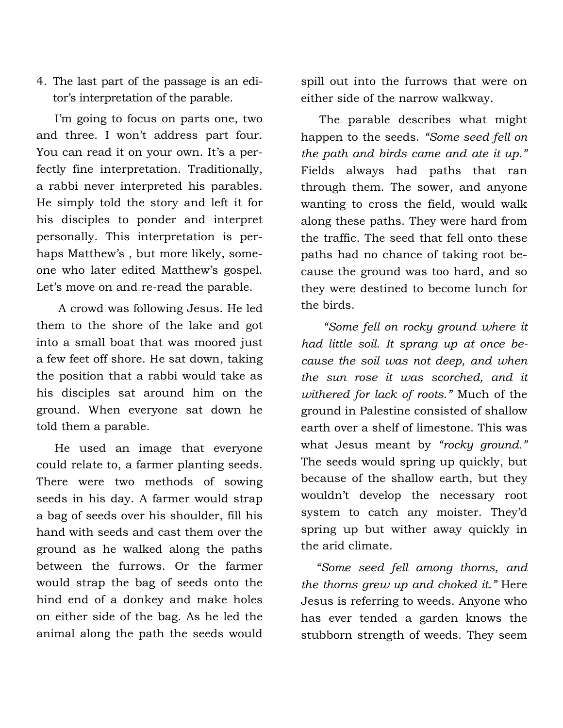4. The last part of the passage is an editor's interpretation of the parable.

I'm going to focus on parts one, two and three. I won't address part four. You can read it on your own. It's a perfectly fine interpretation. Traditionally, a rabbi never interpreted his parables. He simply told the story and left it for his disciples to ponder and interpret personally. This interpretation is perhaps Matthew's , but more likely, someone who later edited Matthew's gospel. Let's move on and re-read the parable.

A crowd was following Jesus. He led them to the shore of the lake and got into a small boat that was moored just a few feet off shore. He sat down, taking the position that a rabbi would take as his disciples sat around him on the ground. When everyone sat down he told them a parable.

He used an image that everyone could relate to, a farmer planting seeds. There were two methods of sowing seeds in his day. A farmer would strap a bag of seeds over his shoulder, fill his hand with seeds and cast them over the ground as he walked along the paths between the furrows. Or the farmer would strap the bag of seeds onto the hind end of a donkey and make holes on either side of the bag. As he led the animal along the path the seeds would spill out into the furrows that were on either side of the narrow walkway.

The parable describes what might happen to the seeds. *"Some seed fell on the path and birds came and ate it up."* Fields always had paths that ran through them. The sower, and anyone wanting to cross the field, would walk along these paths. They were hard from the traffic. The seed that fell onto these paths had no chance of taking root because the ground was too hard, and so they were destined to become lunch for the birds.

*"Some fell on rocky ground where it had little soil. It sprang up at once because the soil was not deep, and when the sun rose it was scorched, and it withered for lack of roots."* Much of the ground in Palestine consisted of shallow earth over a shelf of limestone. This was what Jesus meant by *"rocky ground."* The seeds would spring up quickly, but because of the shallow earth, but they wouldn't develop the necessary root system to catch any moister. They'd spring up but wither away quickly in the arid climate.

*"Some seed fell among thorns, and the thorns grew up and choked it."* Here Jesus is referring to weeds. Anyone who has ever tended a garden knows the stubborn strength of weeds. They seem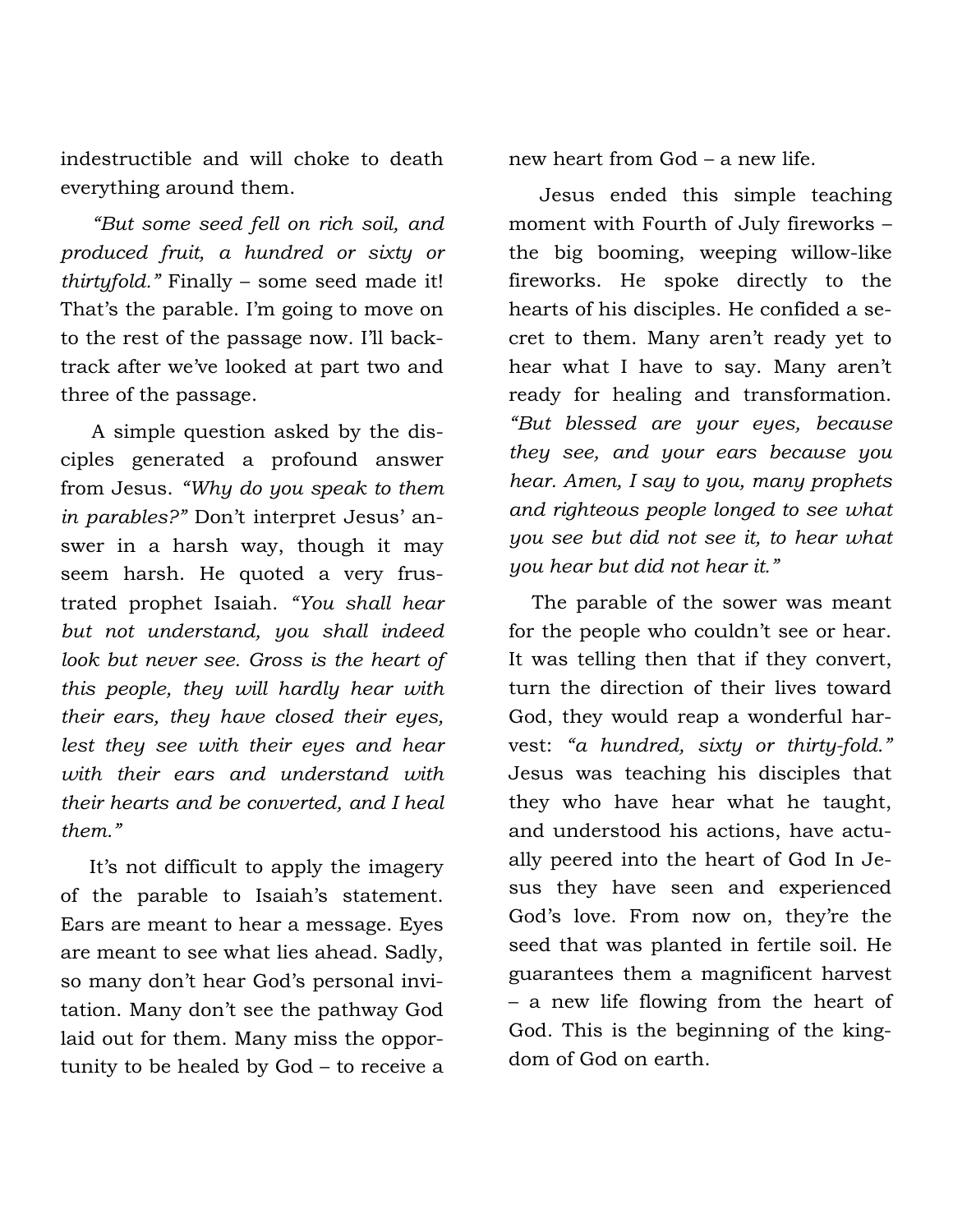indestructible and will choke to death everything around them.

*"But some seed fell on rich soil, and produced fruit, a hundred or sixty or thirtyfold."* Finally – some seed made it! That's the parable. I'm going to move on to the rest of the passage now. I'll backtrack after we've looked at part two and three of the passage.

A simple question asked by the disciples generated a profound answer from Jesus. *"Why do you speak to them in parables?"* Don't interpret Jesus' answer in a harsh way, though it may seem harsh. He quoted a very frustrated prophet Isaiah. *"You shall hear but not understand, you shall indeed look but never see. Gross is the heart of this people, they will hardly hear with their ears, they have closed their eyes, lest they see with their eyes and hear with their ears and understand with their hearts and be converted, and I heal them."*

It's not difficult to apply the imagery of the parable to Isaiah's statement. Ears are meant to hear a message. Eyes are meant to see what lies ahead. Sadly, so many don't hear God's personal invitation. Many don't see the pathway God laid out for them. Many miss the opportunity to be healed by God – to receive a new heart from God – a new life.

Jesus ended this simple teaching moment with Fourth of July fireworks – the big booming, weeping willow-like fireworks. He spoke directly to the hearts of his disciples. He confided a secret to them. Many aren't ready yet to hear what I have to say. Many aren't ready for healing and transformation. *"But blessed are your eyes, because they see, and your ears because you hear. Amen, I say to you, many prophets and righteous people longed to see what you see but did not see it, to hear what you hear but did not hear it."*

The parable of the sower was meant for the people who couldn't see or hear. It was telling then that if they convert, turn the direction of their lives toward God, they would reap a wonderful harvest: *"a hundred, sixty or thirty-fold."* Jesus was teaching his disciples that they who have hear what he taught, and understood his actions, have actually peered into the heart of God In Jesus they have seen and experienced God's love. From now on, they're the seed that was planted in fertile soil. He guarantees them a magnificent harvest – a new life flowing from the heart of God. This is the beginning of the kingdom of God on earth.